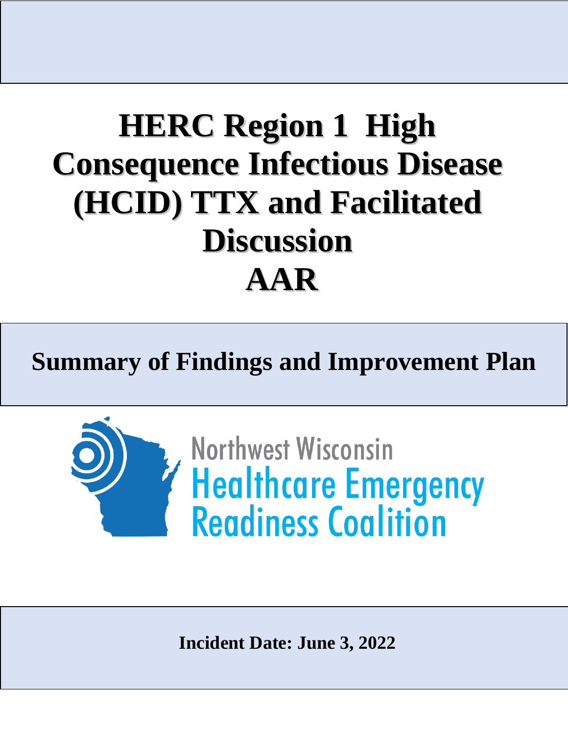# HERC Region 1 High Consequence Infectious Disease (HCID) TTX and Facilitated Discussion AAR

## Summary of Findings and Improvement Plan

Northwest Wisconsin Healthcare Emergency Readiness Coalition

**Incident Date: June 3, 2022**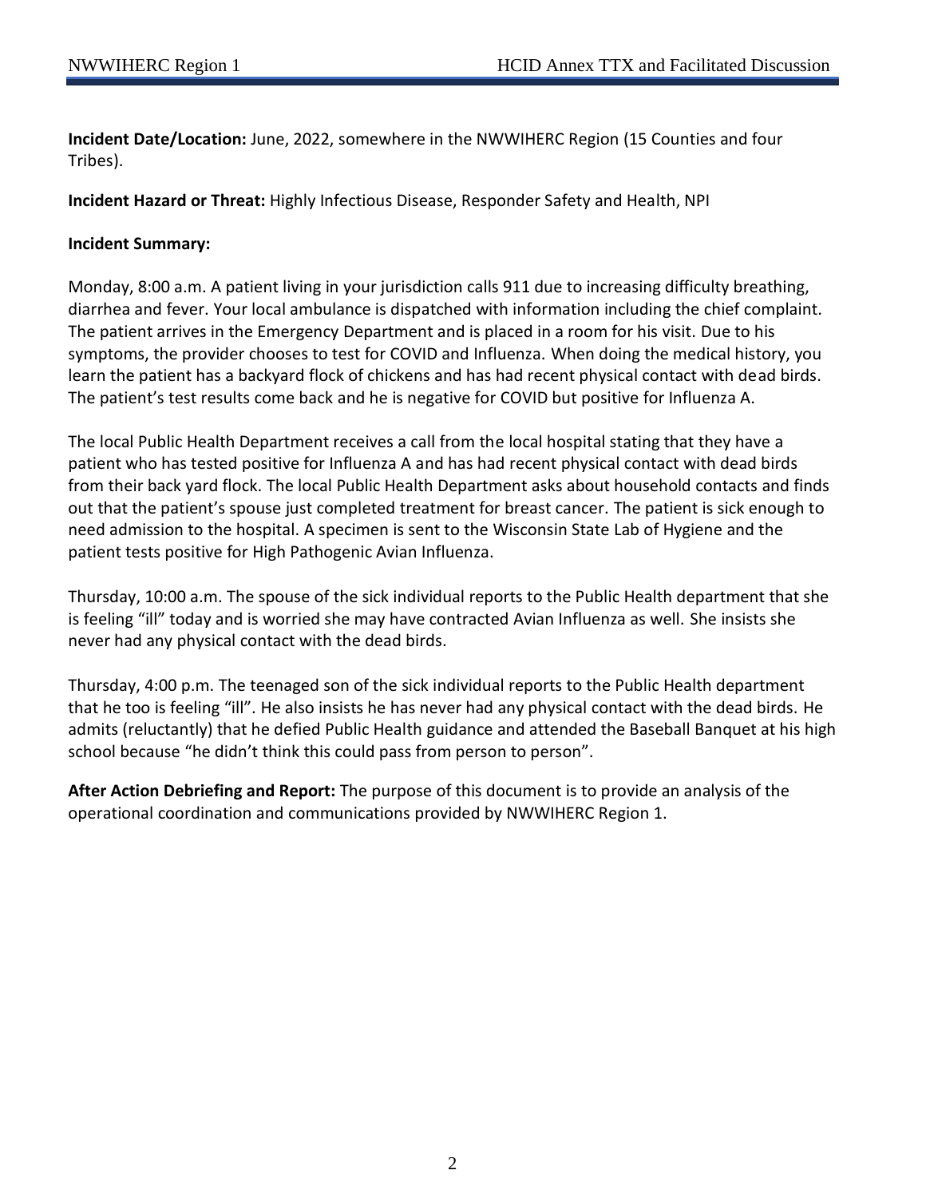**Incident Date/Location:** June, 2022, somewhere in the NWWIHERC Region (15 Counties and four Tribes).

**Incident Hazard or Threat:** Highly Infectious Disease, Responder Safety and Health, NPI

**Incident Summary:**

Monday, 8:00 a.m. A patient living in your jurisdiction calls 911 due to increasing difficulty breathing, diarrhea and fever. Your local ambulance is dispatched with information including the chief complaint. The patient arrives in the Emergency Department and is placed in a room for his visit. Due to his symptoms, the provider chooses to test for COVID and Influenza. When doing the medical history, you learn the patient has a backyard flock of chickens and has had recent physical contact with dead birds. The patient's test results come back and he is negative for COVID but positive for Influenza A.

The local Public Health Department receives a call from the local hospital stating that they have a patient who has tested positive for Influenza A and has had recent physical contact with dead birds from their back yard flock. The local Public Health Department asks about household contacts and finds out that the patient's spouse just completed treatment for breast cancer. The patient is sick enough to need admission to the hospital. A specimen is sent to the Wisconsin State Lab of Hygiene and the patient tests positive for High Pathogenic Avian Influenza.

Thursday, 10:00 a.m. The spouse of the sick individual reports to the Public Health department that she is feeling "ill" today and is worried she may have contracted Avian Influenza as well. She insists she never had any physical contact with the dead birds.

Thursday, 4:00 p.m. The teenaged son of the sick individual reports to the Public Health department that he too is feeling "ill". He also insists he has never had any physical contact with the dead birds. He admits (reluctantly) that he defied Public Health guidance and attended the Baseball Banquet at his high school because "he didn't think this could pass from person to person".

**After Action Debriefing and Report:** The purpose of this document is to provide an analysis of the operational coordination and communications provided by NWWIHERC Region 1.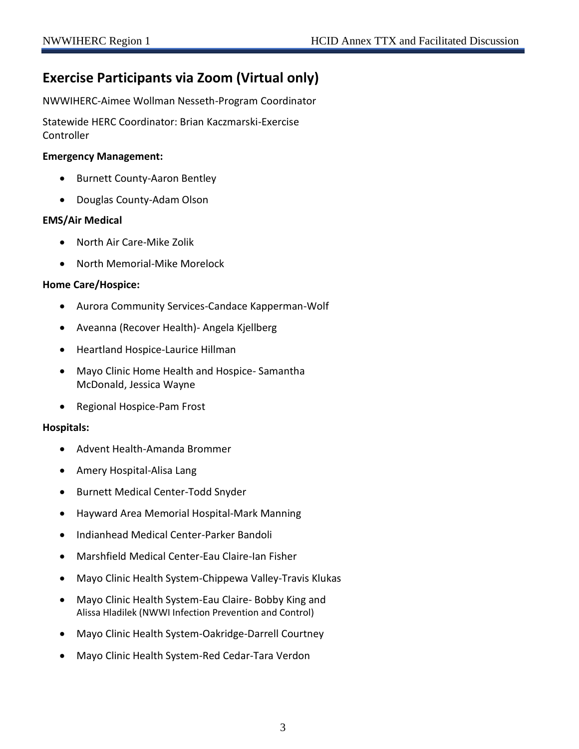## Exercise Participants via Zoom (Virtual only)

NWWIHERC-Aimee Wollman Nesseth-Program Coordinator

Statewide HERC Coordinator: Brian Kaczmarski-Exercise Controller

**Emergency Management:**

- Burnett County-Aaron Bentley
- Douglas County-Adam Olson

**EMS/Air Medical**

- North Air Care-Mike Zolik
- North Memorial-Mike Morelock

**Home Care/Hospice:**

- Aurora Community Services-Candace Kapperman-Wolf
- Aveanna (Recover Health)- Angela Kjellberg
- Heartland Hospice-Laurice Hillman
- Mayo Clinic Home Health and Hospice- Samantha McDonald, Jessica Wayne
- Regional Hospice-Pam Frost

**Hospitals:**

- Advent Health-Amanda Brommer
- Amery Hospital-Alisa Lang
- Burnett Medical Center-Todd Snyder
- Hayward Area Memorial Hospital-Mark Manning
- Indianhead Medical Center-Parker Bandoli
- Marshfield Medical Center-Eau Claire-Ian Fisher
- Mayo Clinic Health System-Chippewa Valley-Travis Klukas
- Mayo Clinic Health System-Eau Claire- Bobby King and Alissa Hladilek (NWWI Infection Prevention and Control)
- Mayo Clinic Health System-Oakridge-Darrell Courtney
- Mayo Clinic Health System-Red Cedar-Tara Verdon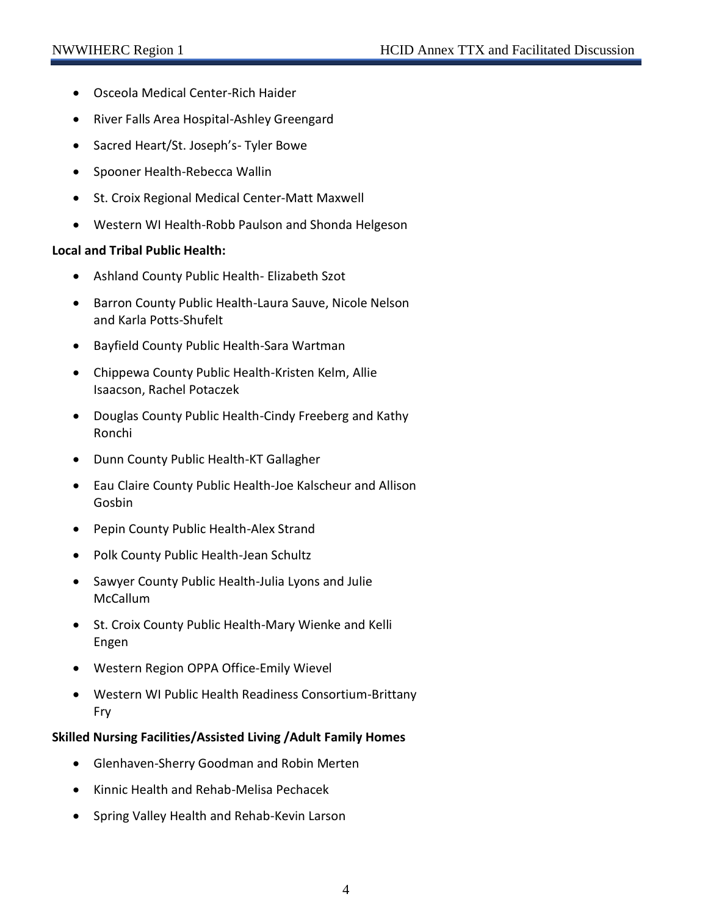- Osceola Medical Center-Rich Haider
- River Falls Area Hospital-Ashley Greengard
- Sacred Heart/St. Joseph's- Tyler Bowe
- Spooner Health-Rebecca Wallin
- St. Croix Regional Medical Center-Matt Maxwell
- Western WI Health-Robb Paulson and Shonda Helgeson

**Local and Tribal Public Health:**

- Ashland County Public Health- Elizabeth Szot
- Barron County Public Health-Laura Sauve, Nicole Nelson and Karla Potts-Shufelt
- Bayfield County Public Health-Sara Wartman
- Chippewa County Public Health-Kristen Kelm, Allie Isaacson, Rachel Potaczek
- Douglas County Public Health-Cindy Freeberg and Kathy Ronchi
- Dunn County Public Health-KT Gallagher
- Eau Claire County Public Health-Joe Kalscheur and Allison Gosbin
- Pepin County Public Health-Alex Strand
- Polk County Public Health-Jean Schultz
- Sawyer County Public Health-Julia Lyons and Julie McCallum
- St. Croix County Public Health-Mary Wienke and Kelli Engen
- Western Region OPPA Office-Emily Wievel
- Western WI Public Health Readiness Consortium-Brittany Fry

**Skilled Nursing Facilities/Assisted Living /Adult Family Homes**

- Glenhaven-Sherry Goodman and Robin Merten
- Kinnic Health and Rehab-Melisa Pechacek
- Spring Valley Health and Rehab-Kevin Larson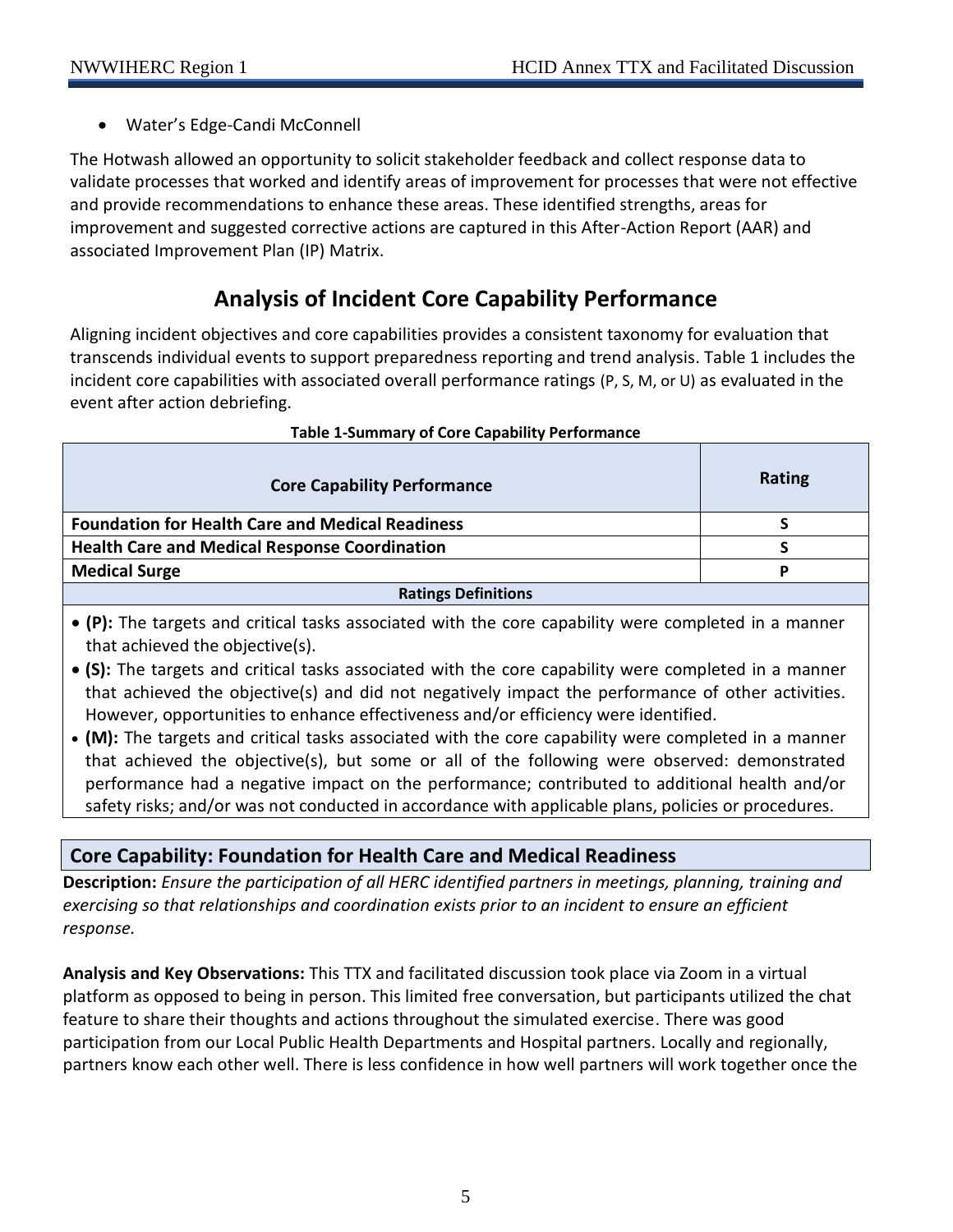- Water's Edge-Candi McConnell

The Hotwash allowed an opportunity to solicit stakeholder feedback and collect response data to validate processes that worked and identify areas of improvement for processes that were not effective and provide recommendations to enhance these areas. These identified strengths, areas for improvement and suggested corrective actions are captured in this After-Action Report (AAR) and associated Improvement Plan (IP) Matrix.

## Analysis of Incident Core Capability Performance

Aligning incident objectives and core capabilities provides a consistent taxonomy for evaluation that transcends individual events to support preparedness reporting and trend analysis. Table 1 includes the incident core capabilities with associated overall performance ratings (P, S, M, or U) as evaluated in the event after action debriefing.

**Table 1-Summary of Core Capability Performance**

| Core Capability Performance | Rating |
|---|---|
| **Foundation for Health Care and Medical Readiness** | **S** |
| **Health Care and Medical Response Coordination** | **S** |
| **Medical Surge** | **P** |

**Ratings Definitions**

- **(P):** The targets and critical tasks associated with the core capability were completed in a manner that achieved the objective(s).
- **(S):** The targets and critical tasks associated with the core capability were completed in a manner that achieved the objective(s) and did not negatively impact the performance of other activities. However, opportunities to enhance effectiveness and/or efficiency were identified.
- **(M):** The targets and critical tasks associated with the core capability were completed in a manner that achieved the objective(s), but some or all of the following were observed: demonstrated performance had a negative impact on the performance; contributed to additional health and/or safety risks; and/or was not conducted in accordance with applicable plans, policies or procedures.

### Core Capability: Foundation for Health Care and Medical Readiness

**Description:** *Ensure the participation of all HERC identified partners in meetings, planning, training and exercising so that relationships and coordination exists prior to an incident to ensure an efficient response.*

**Analysis and Key Observations:** This TTX and facilitated discussion took place via Zoom in a virtual platform as opposed to being in person. This limited free conversation, but participants utilized the chat feature to share their thoughts and actions throughout the simulated exercise. There was good participation from our Local Public Health Departments and Hospital partners. Locally and regionally, partners know each other well. There is less confidence in how well partners will work together once the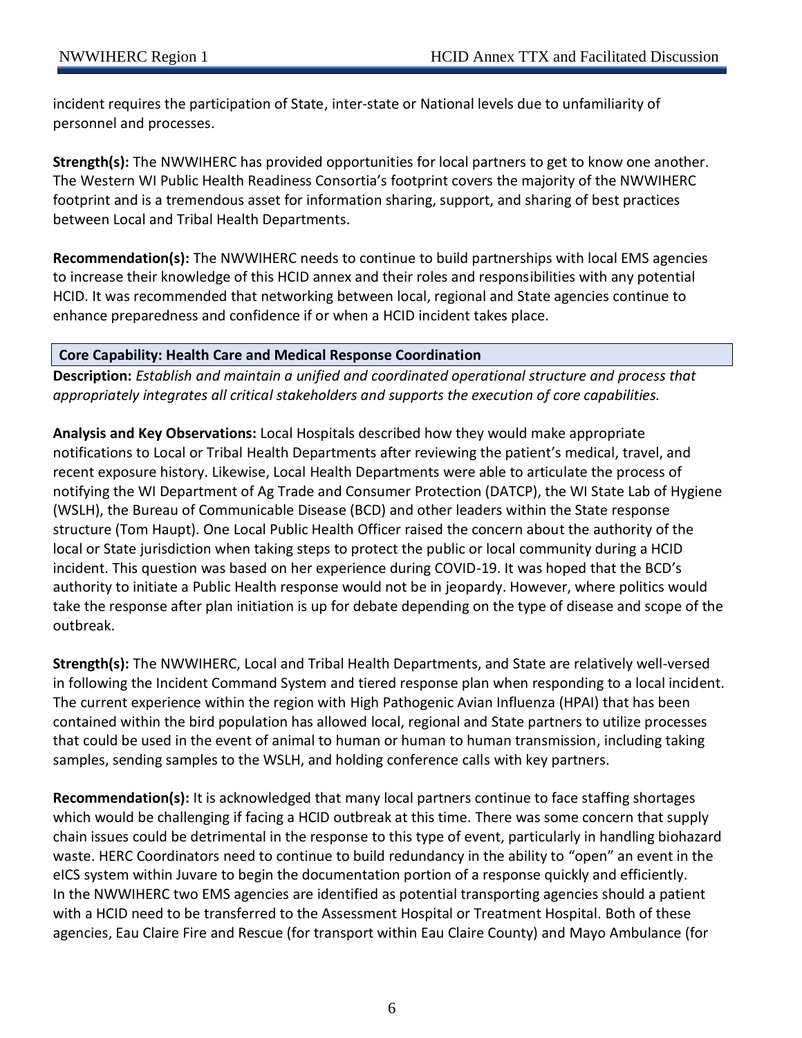incident requires the participation of State, inter-state or National levels due to unfamiliarity of personnel and processes.

**Strength(s):** The NWWIHERC has provided opportunities for local partners to get to know one another. The Western WI Public Health Readiness Consortia's footprint covers the majority of the NWWIHERC footprint and is a tremendous asset for information sharing, support, and sharing of best practices between Local and Tribal Health Departments.

**Recommendation(s):** The NWWIHERC needs to continue to build partnerships with local EMS agencies to increase their knowledge of this HCID annex and their roles and responsibilities with any potential HCID. It was recommended that networking between local, regional and State agencies continue to enhance preparedness and confidence if or when a HCID incident takes place.

### Core Capability: Health Care and Medical Response Coordination

**Description:** *Establish and maintain a unified and coordinated operational structure and process that appropriately integrates all critical stakeholders and supports the execution of core capabilities.*

**Analysis and Key Observations:** Local Hospitals described how they would make appropriate notifications to Local or Tribal Health Departments after reviewing the patient's medical, travel, and recent exposure history. Likewise, Local Health Departments were able to articulate the process of notifying the WI Department of Ag Trade and Consumer Protection (DATCP), the WI State Lab of Hygiene (WSLH), the Bureau of Communicable Disease (BCD) and other leaders within the State response structure (Tom Haupt). One Local Public Health Officer raised the concern about the authority of the local or State jurisdiction when taking steps to protect the public or local community during a HCID incident. This question was based on her experience during COVID-19. It was hoped that the BCD's authority to initiate a Public Health response would not be in jeopardy. However, where politics would take the response after plan initiation is up for debate depending on the type of disease and scope of the outbreak.

**Strength(s):** The NWWIHERC, Local and Tribal Health Departments, and State are relatively well-versed in following the Incident Command System and tiered response plan when responding to a local incident. The current experience within the region with High Pathogenic Avian Influenza (HPAI) that has been contained within the bird population has allowed local, regional and State partners to utilize processes that could be used in the event of animal to human or human to human transmission, including taking samples, sending samples to the WSLH, and holding conference calls with key partners.

**Recommendation(s):** It is acknowledged that many local partners continue to face staffing shortages which would be challenging if facing a HCID outbreak at this time. There was some concern that supply chain issues could be detrimental in the response to this type of event, particularly in handling biohazard waste. HERC Coordinators need to continue to build redundancy in the ability to "open" an event in the eICS system within Juvare to begin the documentation portion of a response quickly and efficiently. In the NWWIHERC two EMS agencies are identified as potential transporting agencies should a patient with a HCID need to be transferred to the Assessment Hospital or Treatment Hospital. Both of these agencies, Eau Claire Fire and Rescue (for transport within Eau Claire County) and Mayo Ambulance (for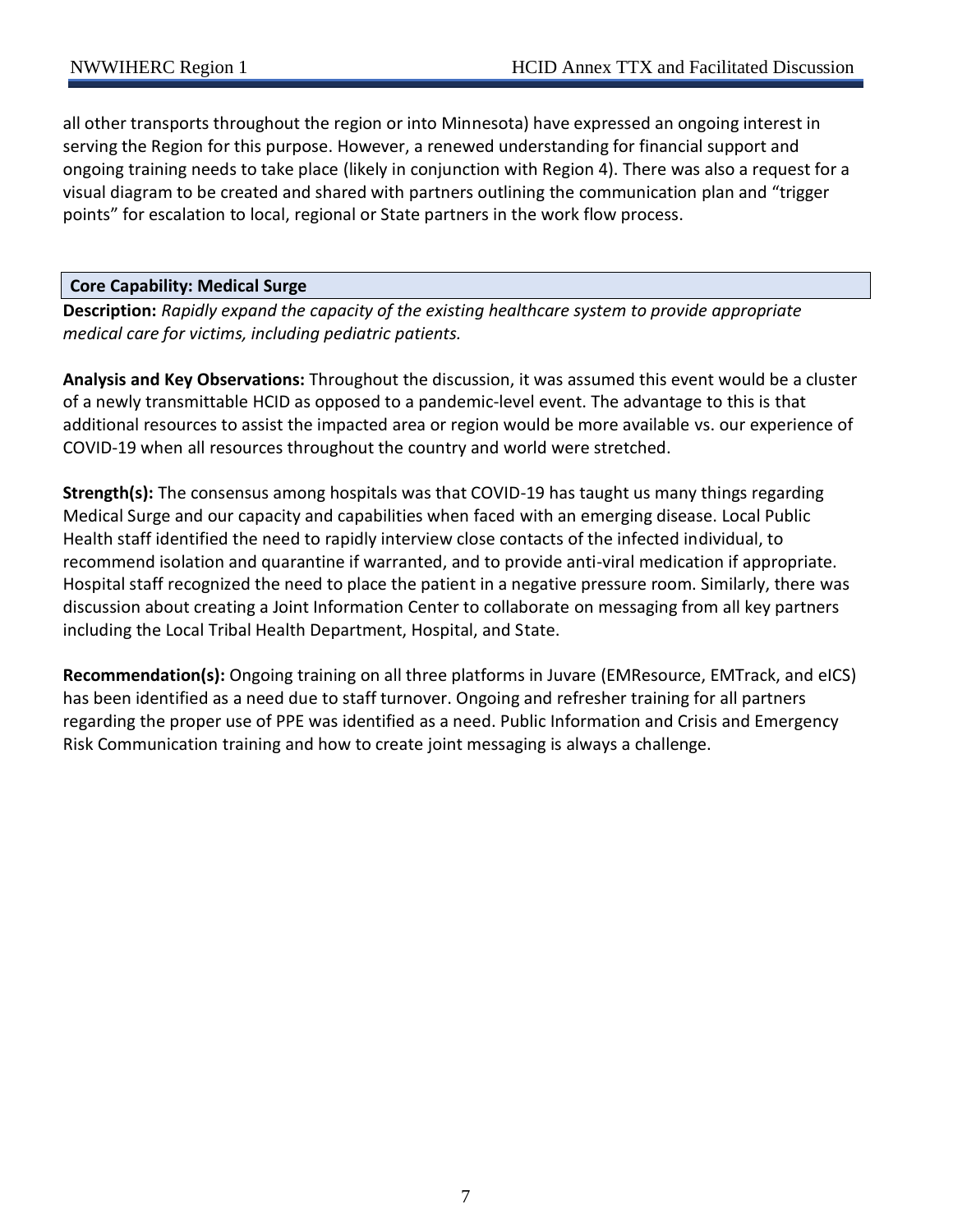all other transports throughout the region or into Minnesota) have expressed an ongoing interest in serving the Region for this purpose. However, a renewed understanding for financial support and ongoing training needs to take place (likely in conjunction with Region 4). There was also a request for a visual diagram to be created and shared with partners outlining the communication plan and "trigger points" for escalation to local, regional or State partners in the work flow process.

### Core Capability: Medical Surge

**Description:** *Rapidly expand the capacity of the existing healthcare system to provide appropriate medical care for victims, including pediatric patients.*

**Analysis and Key Observations:** Throughout the discussion, it was assumed this event would be a cluster of a newly transmittable HCID as opposed to a pandemic-level event. The advantage to this is that additional resources to assist the impacted area or region would be more available vs. our experience of COVID-19 when all resources throughout the country and world were stretched.

**Strength(s):** The consensus among hospitals was that COVID-19 has taught us many things regarding Medical Surge and our capacity and capabilities when faced with an emerging disease. Local Public Health staff identified the need to rapidly interview close contacts of the infected individual, to recommend isolation and quarantine if warranted, and to provide anti-viral medication if appropriate. Hospital staff recognized the need to place the patient in a negative pressure room. Similarly, there was discussion about creating a Joint Information Center to collaborate on messaging from all key partners including the Local Tribal Health Department, Hospital, and State.

**Recommendation(s):** Ongoing training on all three platforms in Juvare (EMResource, EMTrack, and eICS) has been identified as a need due to staff turnover. Ongoing and refresher training for all partners regarding the proper use of PPE was identified as a need. Public Information and Crisis and Emergency Risk Communication training and how to create joint messaging is always a challenge.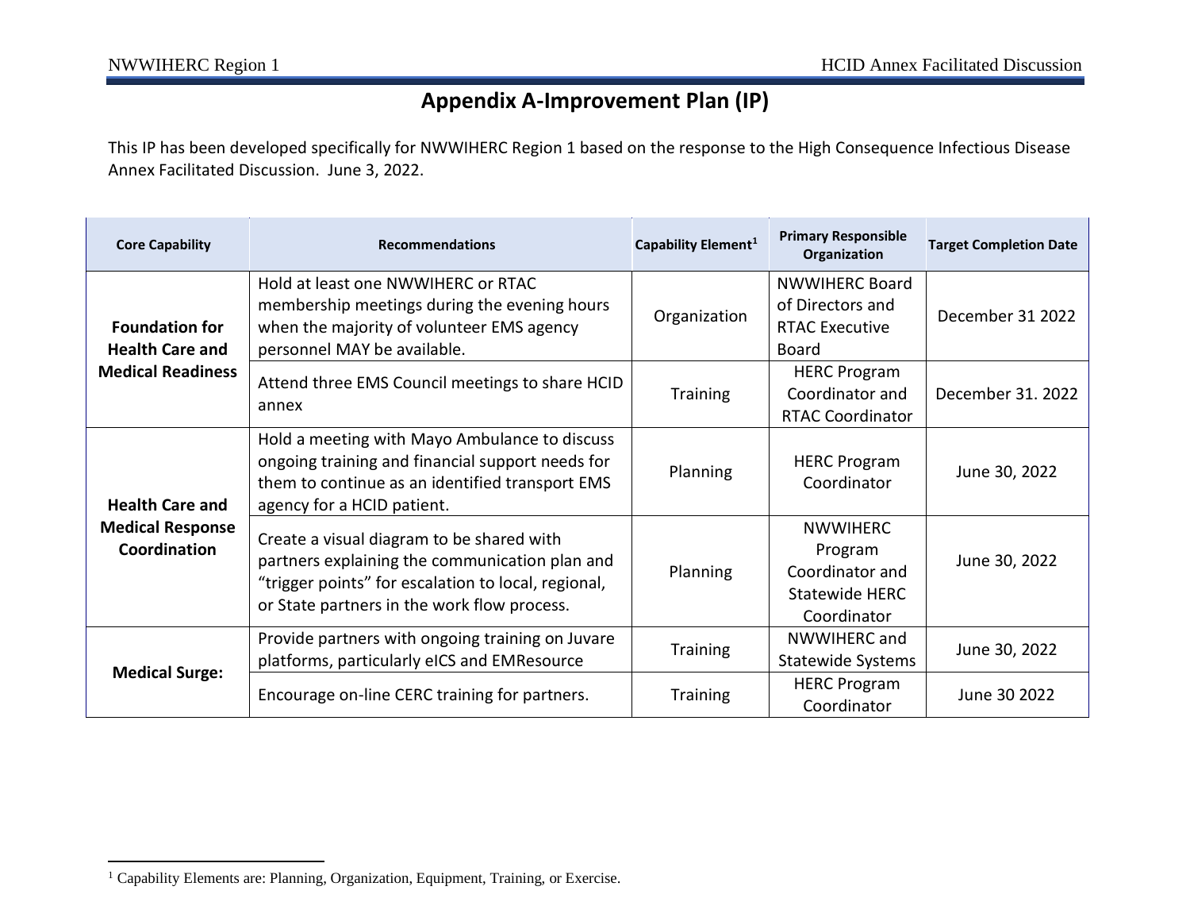# Appendix A-Improvement Plan (IP)

This IP has been developed specifically for NWWIHERC Region 1 based on the response to the High Consequence Infectious Disease Annex Facilitated Discussion. June 3, 2022.

| Core Capability | Recommendations | Capability Element[1] | Primary Responsible Organization | Target Completion Date |
|---|---|---|---|---|
| **Foundation for Health Care and Medical Readiness** | Hold at least one NWWIHERC or RTAC membership meetings during the evening hours when the majority of volunteer EMS agency personnel MAY be available. | Organization | NWWIHERC Board of Directors and RTAC Executive Board | December 31 2022 |
| | Attend three EMS Council meetings to share HCID annex | Training | HERC Program Coordinator and RTAC Coordinator | December 31. 2022 |
| **Health Care and Medical Response Coordination** | Hold a meeting with Mayo Ambulance to discuss ongoing training and financial support needs for them to continue as an identified transport EMS agency for a HCID patient. | Planning | HERC Program Coordinator | June 30, 2022 |
| | Create a visual diagram to be shared with partners explaining the communication plan and "trigger points" for escalation to local, regional, or State partners in the work flow process. | Planning | NWWIHERC Program Coordinator and Statewide HERC Coordinator | June 30, 2022 |
| **Medical Surge:** | Provide partners with ongoing training on Juvare platforms, particularly eICS and EMResource | Training | NWWIHERC and Statewide Systems | June 30, 2022 |
| | Encourage on-line CERC training for partners. | Training | HERC Program Coordinator | June 30 2022 |

[1] Capability Elements are: Planning, Organization, Equipment, Training, or Exercise.